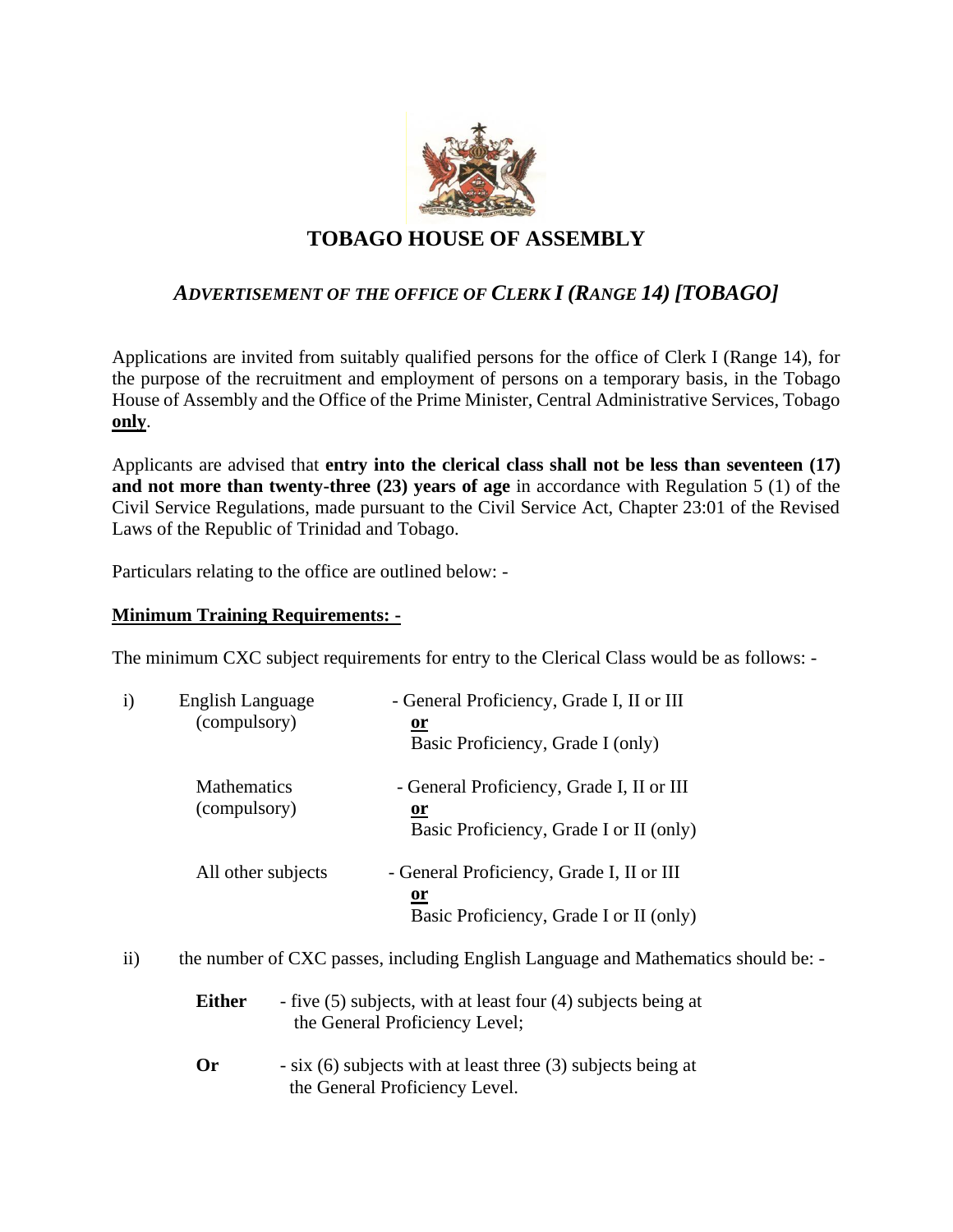# TOBAGO HOUSE OF ASSEMBLY

## *ADVERTISEMENT OF THE OFFICE OF CLERK I (RANGE 14) [TOBAGO]*

Applications are invited from suitably qualified persons for the office of Clerk I (Range 14), for the purpose of the recruitment and employment of persons on a temporary basis, in the Tobago House of Assembly and the Office of the Prime Minister, Central Administrative Services, Tobago **only**.

Applicants are advised that **entry into the clerical class shall not be less than seventeen (17) and not more than twenty-three (23) years of age** in accordance with Regulation 5 (1) of the Civil Service Regulations, made pursuant to the Civil Service Act, Chapter 23:01 of the Revised Laws of the Republic of Trinidad and Tobago.

Particulars relating to the office are outlined below: -

**Minimum Training Requirements: -**

The minimum CXC subject requirements for entry to the Clerical Class would be as follows: -

i)

| | |
|---|---|
| English Language (compulsory) | - General Proficiency, Grade I, II or III **or** Basic Proficiency, Grade I (only) |
| Mathematics (compulsory) | - General Proficiency, Grade I, II or III **or** Basic Proficiency, Grade I or II (only) |
| All other subjects | - General Proficiency, Grade I, II or III **or** Basic Proficiency, Grade I or II (only) |

ii) the number of CXC passes, including English Language and Mathematics should be: -

**Either** - five (5) subjects, with at least four (4) subjects being at the General Proficiency Level;

**Or** - six (6) subjects with at least three (3) subjects being at the General Proficiency Level.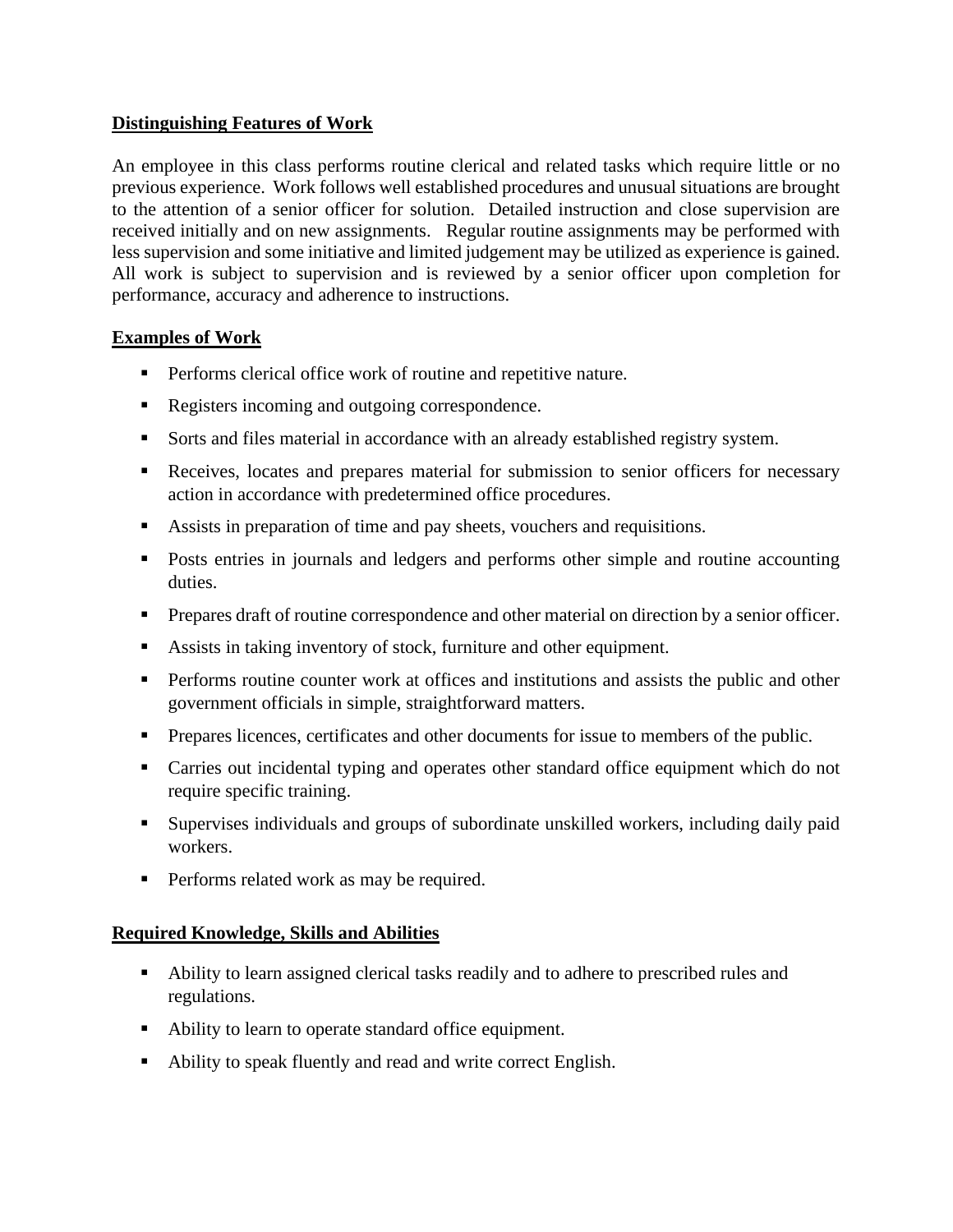## Distinguishing Features of Work

An employee in this class performs routine clerical and related tasks which require little or no previous experience. Work follows well established procedures and unusual situations are brought to the attention of a senior officer for solution. Detailed instruction and close supervision are received initially and on new assignments. Regular routine assignments may be performed with less supervision and some initiative and limited judgement may be utilized as experience is gained. All work is subject to supervision and is reviewed by a senior officer upon completion for performance, accuracy and adherence to instructions.

## Examples of Work

- Performs clerical office work of routine and repetitive nature.
- Registers incoming and outgoing correspondence.
- Sorts and files material in accordance with an already established registry system.
- Receives, locates and prepares material for submission to senior officers for necessary action in accordance with predetermined office procedures.
- Assists in preparation of time and pay sheets, vouchers and requisitions.
- Posts entries in journals and ledgers and performs other simple and routine accounting duties.
- Prepares draft of routine correspondence and other material on direction by a senior officer.
- Assists in taking inventory of stock, furniture and other equipment.
- Performs routine counter work at offices and institutions and assists the public and other government officials in simple, straightforward matters.
- Prepares licences, certificates and other documents for issue to members of the public.
- Carries out incidental typing and operates other standard office equipment which do not require specific training.
- Supervises individuals and groups of subordinate unskilled workers, including daily paid workers.
- Performs related work as may be required.

## Required Knowledge, Skills and Abilities

- Ability to learn assigned clerical tasks readily and to adhere to prescribed rules and regulations.
- Ability to learn to operate standard office equipment.
- Ability to speak fluently and read and write correct English.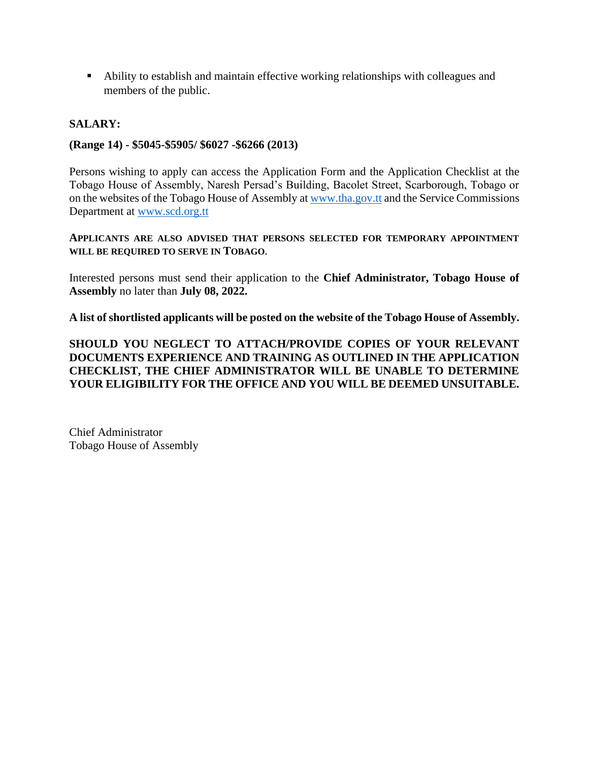- Ability to establish and maintain effective working relationships with colleagues and members of the public.

**SALARY:**

**(Range 14) - $5045-$5905/ $6027 -$6266 (2013)**

Persons wishing to apply can access the Application Form and the Application Checklist at the Tobago House of Assembly, Naresh Persad's Building, Bacolet Street, Scarborough, Tobago or on the websites of the Tobago House of Assembly at www.tha.gov.tt and the Service Commissions Department at www.scd.org.tt

**APPLICANTS ARE ALSO ADVISED THAT PERSONS SELECTED FOR TEMPORARY APPOINTMENT WILL BE REQUIRED TO SERVE IN TOBAGO.**

Interested persons must send their application to the **Chief Administrator, Tobago House of Assembly** no later than **July 08, 2022.**

**A list of shortlisted applicants will be posted on the website of the Tobago House of Assembly.**

**SHOULD YOU NEGLECT TO ATTACH/PROVIDE COPIES OF YOUR RELEVANT DOCUMENTS EXPERIENCE AND TRAINING AS OUTLINED IN THE APPLICATION CHECKLIST, THE CHIEF ADMINISTRATOR WILL BE UNABLE TO DETERMINE YOUR ELIGIBILITY FOR THE OFFICE AND YOU WILL BE DEEMED UNSUITABLE.**

Chief Administrator
Tobago House of Assembly